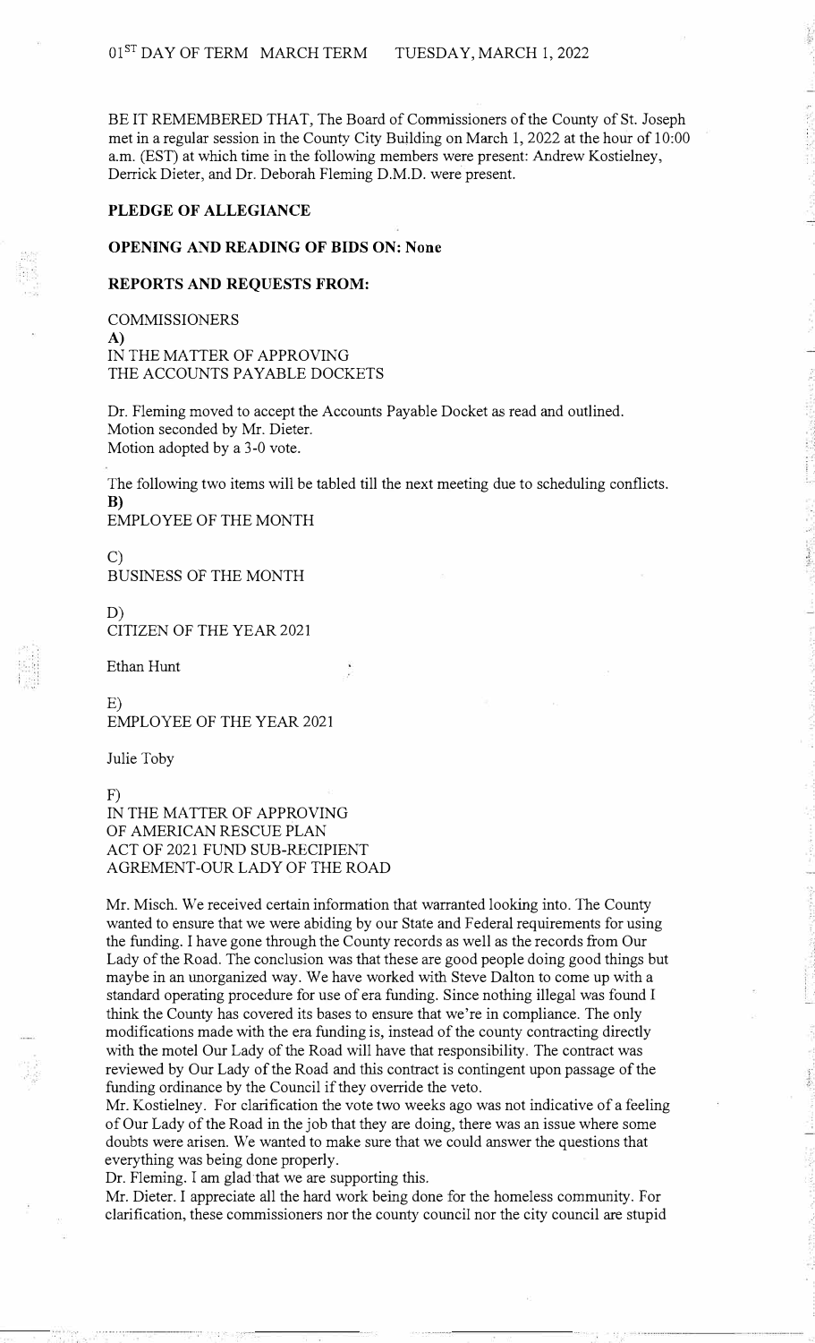01[ST] DAY OF TERM MARCH TERM TUESDAY, MARCH 1, 2022

BE IT REMEMBERED THAT, The Board of Commissioners of the County of St. Joseph met in a regular session in the County City Building on March 1, 2022 at the hour of 10:00 a.m. (EST) at which time in the following members were present: Andrew Kostielney, Derrick Dieter, and Dr. Deborah Fleming D.M.D. were present.

**PLEDGE OF ALLEGIANCE**

**OPENING AND READING OF BIDS ON: None**

**REPORTS AND REQUESTS FROM:**

COMMISSIONERS

**A)**
IN THE MATTER OF APPROVING
THE ACCOUNTS PAYABLE DOCKETS

Dr. Fleming moved to accept the Accounts Payable Docket as read and outlined.
Motion seconded by Mr. Dieter.
Motion adopted by a 3-0 vote.

The following two items will be tabled till the next meeting due to scheduling conflicts.

**B)**
EMPLOYEE OF THE MONTH

C)
BUSINESS OF THE MONTH

D)
CITIZEN OF THE YEAR 2021

Ethan Hunt

E)
EMPLOYEE OF THE YEAR 2021

Julie Toby

F)
IN THE MATTER OF APPROVING
OF AMERICAN RESCUE PLAN
ACT OF 2021 FUND SUB-RECIPIENT
AGREMENT-OUR LADY OF THE ROAD

Mr. Misch. We received certain information that warranted looking into. The County wanted to ensure that we were abiding by our State and Federal requirements for using the funding. I have gone through the County records as well as the records from Our Lady of the Road. The conclusion was that these are good people doing good things but maybe in an unorganized way. We have worked with Steve Dalton to come up with a standard operating procedure for use of era funding. Since nothing illegal was found I think the County has covered its bases to ensure that we're in compliance. The only modifications made with the era funding is, instead of the county contracting directly with the motel Our Lady of the Road will have that responsibility. The contract was reviewed by Our Lady of the Road and this contract is contingent upon passage of the funding ordinance by the Council if they override the veto.

Mr. Kostielney. For clarification the vote two weeks ago was not indicative of a feeling of Our Lady of the Road in the job that they are doing, there was an issue where some doubts were arisen. We wanted to make sure that we could answer the questions that everything was being done properly.

Dr. Fleming. I am glad that we are supporting this.

Mr. Dieter. I appreciate all the hard work being done for the homeless community. For clarification, these commissioners nor the county council nor the city council are stupid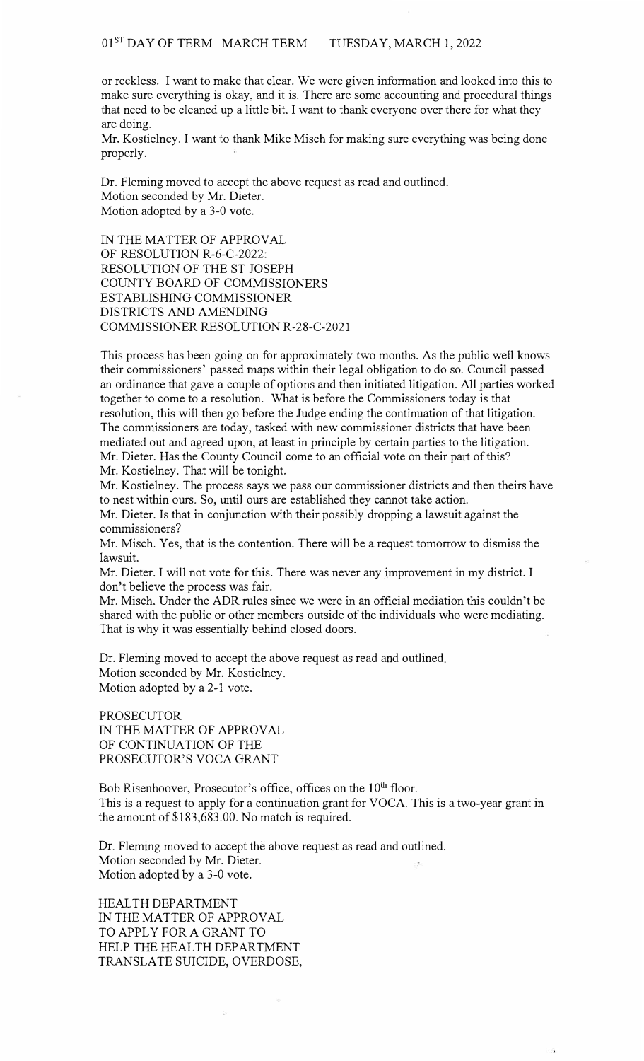or reckless. I want to make that clear. We were given information and looked into this to make sure everything is okay, and it is. There are some accounting and procedural things that need to be cleaned up a little bit. I want to thank everyone over there for what they are doing.

Mr. Kostielney. I want to thank Mike Misch for making sure everything was being done properly.

Dr. Fleming moved to accept the above request as read and outlined.
Motion seconded by Mr. Dieter.
Motion adopted by a 3-0 vote.

IN THE MATTER OF APPROVAL
OF RESOLUTION R-6-C-2022:
RESOLUTION OF THE ST JOSEPH
COUNTY BOARD OF COMMISSIONERS
ESTABLISHING COMMISSIONER
DISTRICTS AND AMENDING
COMMISSIONER RESOLUTION R-28-C-2021

This process has been going on for approximately two months. As the public well knows their commissioners' passed maps within their legal obligation to do so. Council passed an ordinance that gave a couple of options and then initiated litigation. All parties worked together to come to a resolution. What is before the Commissioners today is that resolution, this will then go before the Judge ending the continuation of that litigation. The commissioners are today, tasked with new commissioner districts that have been mediated out and agreed upon, at least in principle by certain parties to the litigation.

Mr. Dieter. Has the County Council come to an official vote on their part of this?

Mr. Kostielney. That will be tonight.

Mr. Kostielney. The process says we pass our commissioner districts and then theirs have to nest within ours. So, until ours are established they cannot take action.

Mr. Dieter. Is that in conjunction with their possibly dropping a lawsuit against the commissioners?

Mr. Misch. Yes, that is the contention. There will be a request tomorrow to dismiss the lawsuit.

Mr. Dieter. I will not vote for this. There was never any improvement in my district. I don't believe the process was fair.

Mr. Misch. Under the ADR rules since we were in an official mediation this couldn't be shared with the public or other members outside of the individuals who were mediating. That is why it was essentially behind closed doors.

Dr. Fleming moved to accept the above request as read and outlined.
Motion seconded by Mr. Kostielney.
Motion adopted by a 2-1 vote.

PROSECUTOR
IN THE MATTER OF APPROVAL
OF CONTINUATION OF THE
PROSECUTOR'S VOCA GRANT

Bob Risenhoover, Prosecutor's office, offices on the 10th floor.
This is a request to apply for a continuation grant for VOCA. This is a two-year grant in the amount of $183,683.00. No match is required.

Dr. Fleming moved to accept the above request as read and outlined.
Motion seconded by Mr. Dieter.
Motion adopted by a 3-0 vote.

HEALTH DEPARTMENT
IN THE MATTER OF APPROVAL
TO APPLY FOR A GRANT TO
HELP THE HEALTH DEPARTMENT
TRANSLATE SUICIDE, OVERDOSE,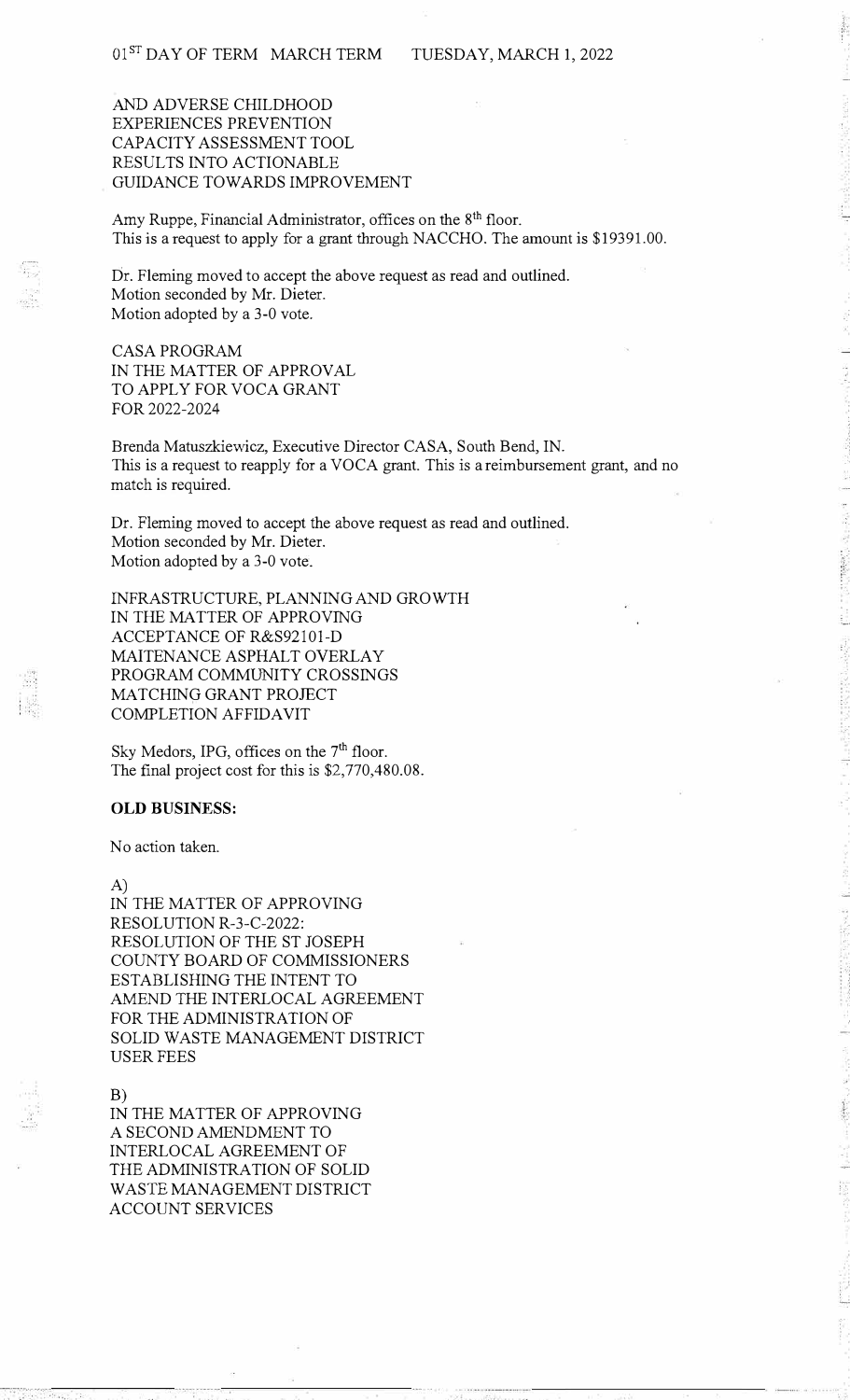AND ADVERSE CHILDHOOD
EXPERIENCES PREVENTION
CAPACITY ASSESSMENT TOOL
RESULTS INTO ACTIONABLE
GUIDANCE TOWARDS IMPROVEMENT

Amy Ruppe, Financial Administrator, offices on the 8th floor.
This is a request to apply for a grant through NACCHO. The amount is $19391.00.

Dr. Fleming moved to accept the above request as read and outlined.
Motion seconded by Mr. Dieter.
Motion adopted by a 3-0 vote.

CASA PROGRAM
IN THE MATTER OF APPROVAL
TO APPLY FOR VOCA GRANT
FOR 2022-2024

Brenda Matuszkiewicz, Executive Director CASA, South Bend, IN.
This is a request to reapply for a VOCA grant. This is a reimbursement grant, and no match is required.

Dr. Fleming moved to accept the above request as read and outlined.
Motion seconded by Mr. Dieter.
Motion adopted by a 3-0 vote.

INFRASTRUCTURE, PLANNING AND GROWTH
IN THE MATTER OF APPROVING
ACCEPTANCE OF R&S92101-D
MAITENANCE ASPHALT OVERLAY
PROGRAM COMMUNITY CROSSINGS
MATCHING GRANT PROJECT
COMPLETION AFFIDAVIT

Sky Medors, IPG, offices on the 7th floor.
The final project cost for this is $2,770,480.08.

**OLD BUSINESS:**

No action taken.

A)
IN THE MATTER OF APPROVING
RESOLUTION R-3-C-2022:
RESOLUTION OF THE ST JOSEPH
COUNTY BOARD OF COMMISSIONERS
ESTABLISHING THE INTENT TO
AMEND THE INTERLOCAL AGREEMENT
FOR THE ADMINISTRATION OF
SOLID WASTE MANAGEMENT DISTRICT
USER FEES

B)
IN THE MATTER OF APPROVING
A SECOND AMENDMENT TO
INTERLOCAL AGREEMENT OF
THE ADMINISTRATION OF SOLID
WASTE MANAGEMENT DISTRICT
ACCOUNT SERVICES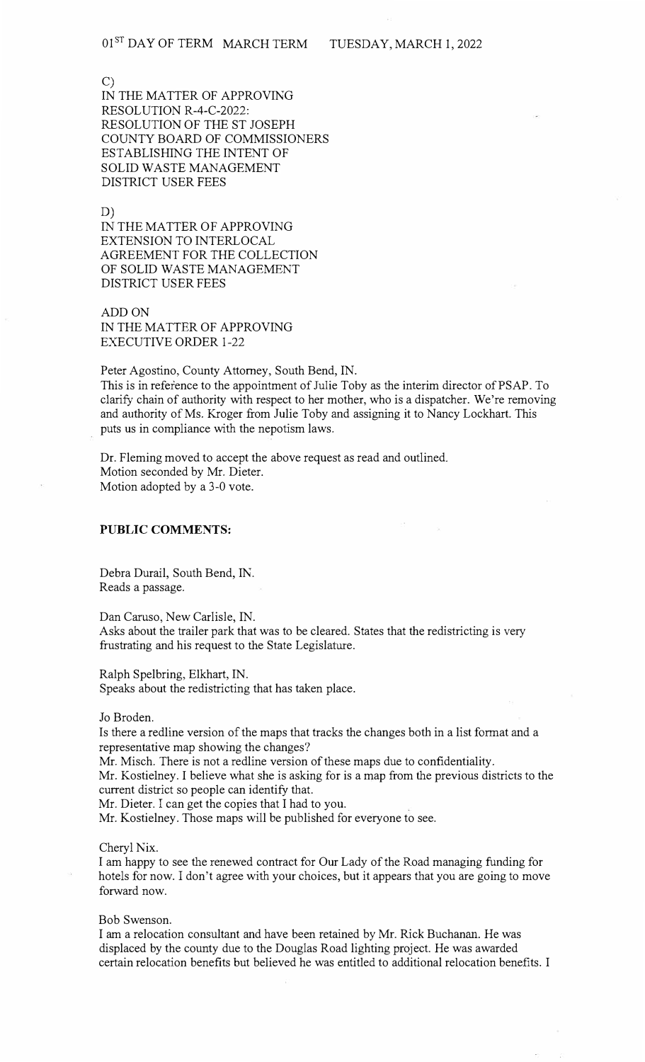C)
IN THE MATTER OF APPROVING
RESOLUTION R-4-C-2022:
RESOLUTION OF THE ST JOSEPH
COUNTY BOARD OF COMMISSIONERS
ESTABLISHING THE INTENT OF
SOLID WASTE MANAGEMENT
DISTRICT USER FEES

D)
IN THE MATTER OF APPROVING
EXTENSION TO INTERLOCAL
AGREEMENT FOR THE COLLECTION
OF SOLID WASTE MANAGEMENT
DISTRICT USER FEES

ADD ON
IN THE MATTER OF APPROVING
EXECUTIVE ORDER 1-22

Peter Agostino, County Attorney, South Bend, IN.
This is in reference to the appointment of Julie Toby as the interim director of PSAP. To clarify chain of authority with respect to her mother, who is a dispatcher. We're removing and authority of Ms. Kroger from Julie Toby and assigning it to Nancy Lockhart. This puts us in compliance with the nepotism laws.

Dr. Fleming moved to accept the above request as read and outlined.
Motion seconded by Mr. Dieter.
Motion adopted by a 3-0 vote.

**PUBLIC COMMENTS:**

Debra Durail, South Bend, IN.
Reads a passage.

Dan Caruso, New Carlisle, IN.
Asks about the trailer park that was to be cleared. States that the redistricting is very frustrating and his request to the State Legislature.

Ralph Spelbring, Elkhart, IN.
Speaks about the redistricting that has taken place.

Jo Broden.
Is there a redline version of the maps that tracks the changes both in a list format and a representative map showing the changes?
Mr. Misch. There is not a redline version of these maps due to confidentiality.
Mr. Kostielney. I believe what she is asking for is a map from the previous districts to the current district so people can identify that.
Mr. Dieter. I can get the copies that I had to you.
Mr. Kostielney. Those maps will be published for everyone to see.

Cheryl Nix.
I am happy to see the renewed contract for Our Lady of the Road managing funding for hotels for now. I don't agree with your choices, but it appears that you are going to move forward now.

Bob Swenson.
I am a relocation consultant and have been retained by Mr. Rick Buchanan. He was displaced by the county due to the Douglas Road lighting project. He was awarded certain relocation benefits but believed he was entitled to additional relocation benefits. I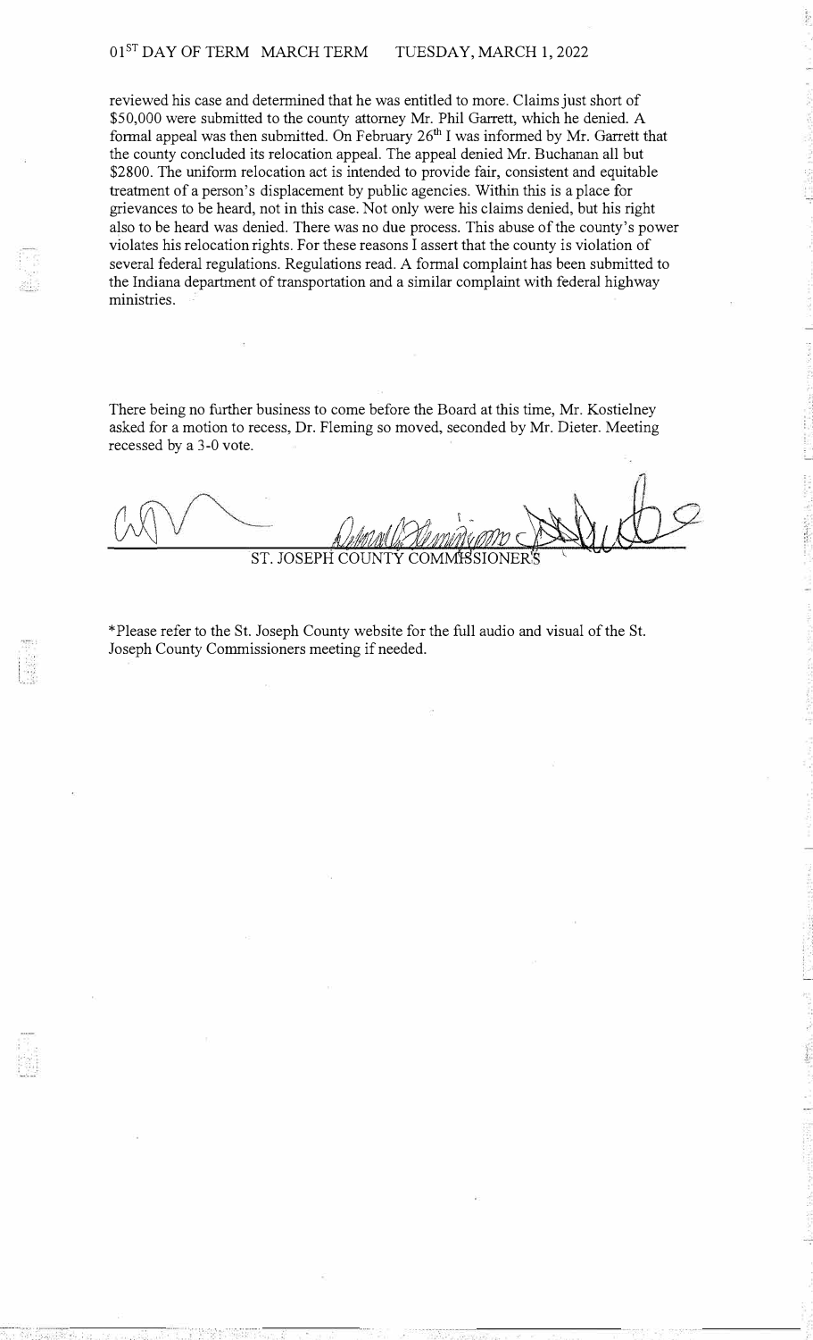reviewed his case and determined that he was entitled to more. Claims just short of \$50,000 were submitted to the county attorney Mr. Phil Garrett, which he denied. A formal appeal was then submitted. On February 26th I was informed by Mr. Garrett that the county concluded its relocation appeal. The appeal denied Mr. Buchanan all but \$2800. The uniform relocation act is intended to provide fair, consistent and equitable treatment of a person's displacement by public agencies. Within this is a place for grievances to be heard, not in this case. Not only were his claims denied, but his right also to be heard was denied. There was no due process. This abuse of the county's power violates his relocation rights. For these reasons I assert that the county is violation of several federal regulations. Regulations read. A formal complaint has been submitted to the Indiana department of transportation and a similar complaint with federal highway ministries.

There being no further business to come before the Board at this time, Mr. Kostielney asked for a motion to recess, Dr. Fleming so moved, seconded by Mr. Dieter. Meeting recessed by a 3-0 vote.

ST. JOSEPH COUNTY COMMISSIONER'S

*Please refer to the St. Joseph County website for the full audio and visual of the St. Joseph County Commissioners meeting if needed.